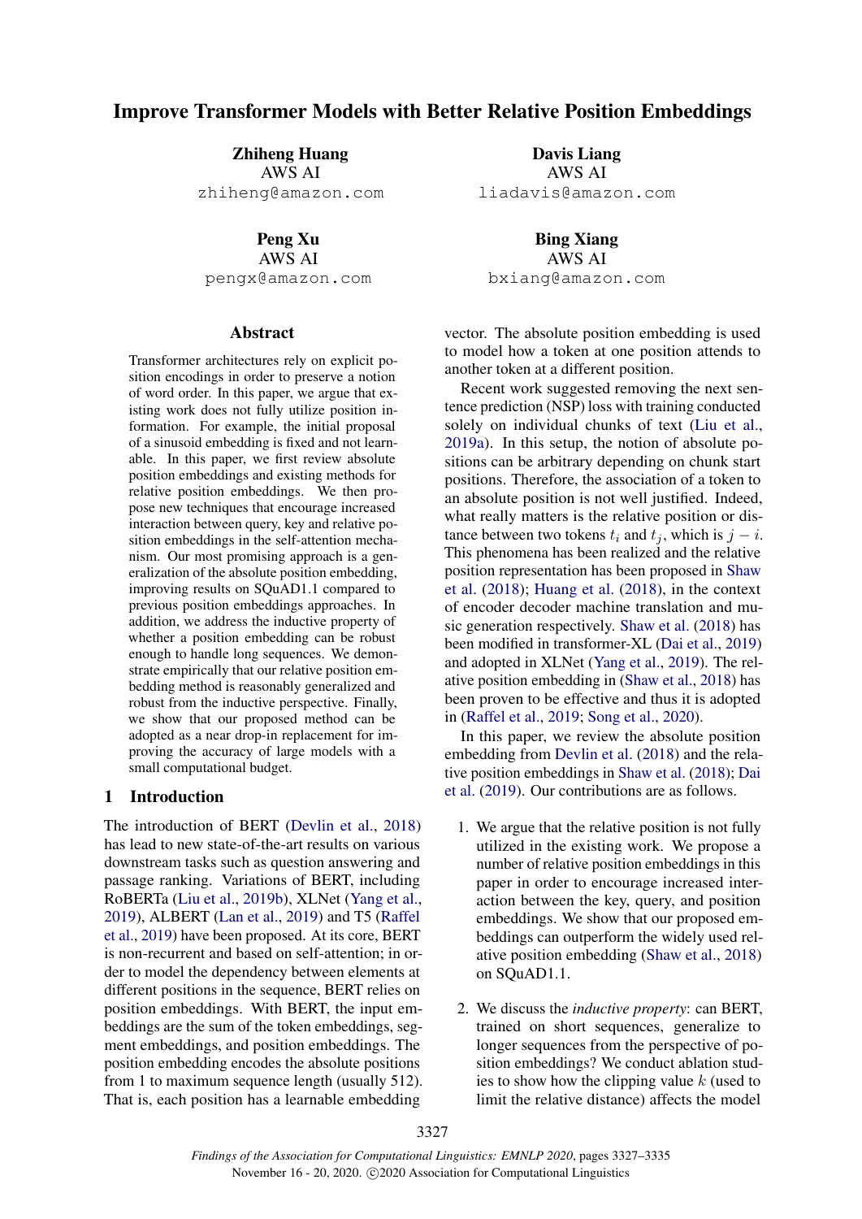# Improve Transformer Models with Better Relative Position Embeddings

**Zhiheng Huang**
AWS AI
zhiheng@amazon.com

**Davis Liang**
AWS AI
liadavis@amazon.com

**Peng Xu**
AWS AI
pengx@amazon.com

**Bing Xiang**
AWS AI
bxiang@amazon.com

## Abstract

Transformer architectures rely on explicit position encodings in order to preserve a notion of word order. In this paper, we argue that existing work does not fully utilize position information. For example, the initial proposal of a sinusoid embedding is fixed and not learnable. In this paper, we first review absolute position embeddings and existing methods for relative position embeddings. We then propose new techniques that encourage increased interaction between query, key and relative position embeddings in the self-attention mechanism. Our most promising approach is a generalization of the absolute position embedding, improving results on SQuAD1.1 compared to previous position embeddings approaches. In addition, we address the inductive property of whether a position embedding can be robust enough to handle long sequences. We demonstrate empirically that our relative position embedding method is reasonably generalized and robust from the inductive perspective. Finally, we show that our proposed method can be adopted as a near drop-in replacement for improving the accuracy of large models with a small computational budget.

## 1 Introduction

The introduction of BERT (Devlin et al., 2018) has lead to new state-of-the-art results on various downstream tasks such as question answering and passage ranking. Variations of BERT, including RoBERTa (Liu et al., 2019b), XLNet (Yang et al., 2019), ALBERT (Lan et al., 2019) and T5 (Raffel et al., 2019) have been proposed. At its core, BERT is non-recurrent and based on self-attention; in order to model the dependency between elements at different positions in the sequence, BERT relies on position embeddings. With BERT, the input embeddings are the sum of the token embeddings, segment embeddings, and position embeddings. The position embedding encodes the absolute positions from 1 to maximum sequence length (usually 512). That is, each position has a learnable embedding vector. The absolute position embedding is used to model how a token at one position attends to another token at a different position.

Recent work suggested removing the next sentence prediction (NSP) loss with training conducted solely on individual chunks of text (Liu et al., 2019a). In this setup, the notion of absolute positions can be arbitrary depending on chunk start positions. Therefore, the association of a token to an absolute position is not well justified. Indeed, what really matters is the relative position or distance between two tokens $t_i$ and $t_j$, which is $j - i$. This phenomena has been realized and the relative position representation has been proposed in Shaw et al. (2018); Huang et al. (2018), in the context of encoder decoder machine translation and music generation respectively. Shaw et al. (2018) has been modified in transformer-XL (Dai et al., 2019) and adopted in XLNet (Yang et al., 2019). The relative position embedding in (Shaw et al., 2018) has been proven to be effective and thus it is adopted in (Raffel et al., 2019; Song et al., 2020).

In this paper, we review the absolute position embedding from Devlin et al. (2018) and the relative position embeddings in Shaw et al. (2018); Dai et al. (2019). Our contributions are as follows.

1. We argue that the relative position is not fully utilized in the existing work. We propose a number of relative position embeddings in this paper in order to encourage increased interaction between the key, query, and position embeddings. We show that our proposed embeddings can outperform the widely used relative position embedding (Shaw et al., 2018) on SQuAD1.1.

2. We discuss the *inductive property*: can BERT, trained on short sequences, generalize to longer sequences from the perspective of position embeddings? We conduct ablation studies to show how the clipping value $k$ (used to limit the relative distance) affects the model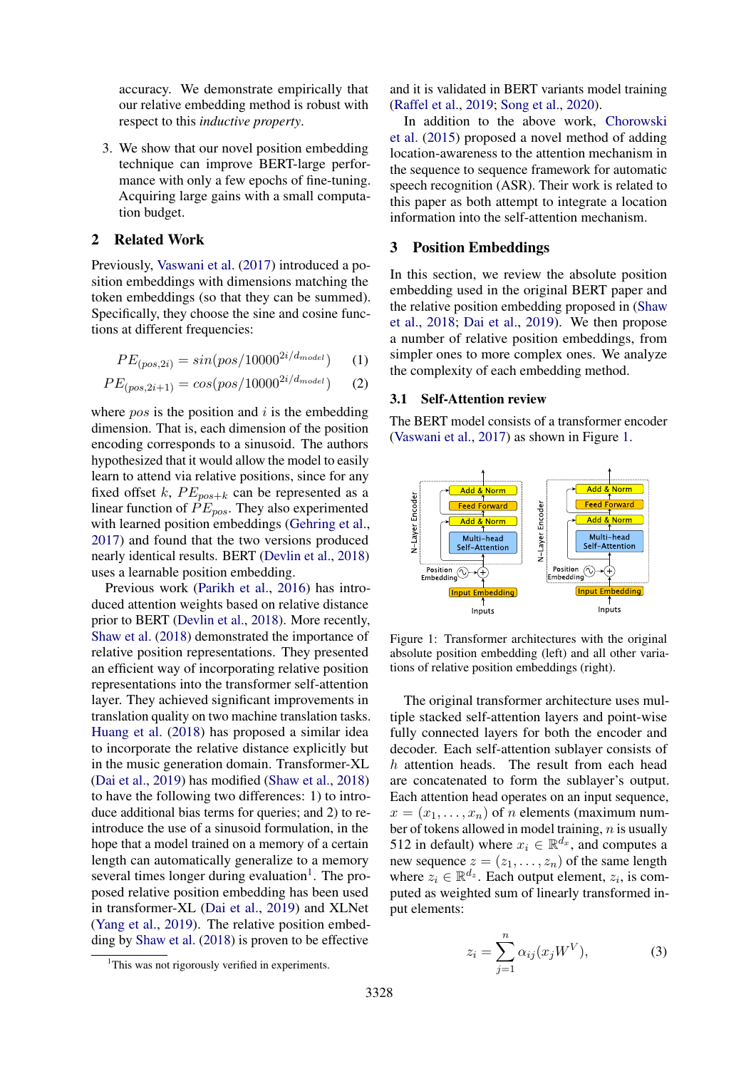accuracy. We demonstrate empirically that our relative embedding method is robust with respect to this *inductive property*.

3. We show that our novel position embedding technique can improve BERT-large performance with only a few epochs of fine-tuning. Acquiring large gains with a small computation budget.

## 2 Related Work

Previously, Vaswani et al. (2017) introduced a position embeddings with dimensions matching the token embeddings (so that they can be summed). Specifically, they choose the sine and cosine functions at different frequencies:

$$PE_{(pos,2i)} = sin(pos/10000^{2i/d_{model}}) \quad (1)$$

$$PE_{(pos,2i+1)} = cos(pos/10000^{2i/d_{model}}) \quad (2)$$

where $pos$ is the position and $i$ is the embedding dimension. That is, each dimension of the position encoding corresponds to a sinusoid. The authors hypothesized that it would allow the model to easily learn to attend via relative positions, since for any fixed offset $k$, $PE_{pos+k}$ can be represented as a linear function of $PE_{pos}$. They also experimented with learned position embeddings (Gehring et al., 2017) and found that the two versions produced nearly identical results. BERT (Devlin et al., 2018) uses a learnable position embedding.

Previous work (Parikh et al., 2016) has introduced attention weights based on relative distance prior to BERT (Devlin et al., 2018). More recently, Shaw et al. (2018) demonstrated the importance of relative position representations. They presented an efficient way of incorporating relative position representations into the transformer self-attention layer. They achieved significant improvements in translation quality on two machine translation tasks. Huang et al. (2018) has proposed a similar idea to incorporate the relative distance explicitly but in the music generation domain. Transformer-XL (Dai et al., 2019) has modified (Shaw et al., 2018) to have the following two differences: 1) to introduce additional bias terms for queries; and 2) to re-introduce the use of a sinusoid formulation, in the hope that a model trained on a memory of a certain length can automatically generalize to a memory several times longer during evaluation[1]. The proposed relative position embedding has been used in transformer-XL (Dai et al., 2019) and XLNet (Yang et al., 2019). The relative position embedding by Shaw et al. (2018) is proven to be effective and it is validated in BERT variants model training (Raffel et al., 2019; Song et al., 2020).

[1] This was not rigorously verified in experiments.

In addition to the above work, Chorowski et al. (2015) proposed a novel method of adding location-awareness to the attention mechanism in the sequence to sequence framework for automatic speech recognition (ASR). Their work is related to this paper as both attempt to integrate a location information into the self-attention mechanism.

## 3 Position Embeddings

In this section, we review the absolute position embedding used in the original BERT paper and the relative position embedding proposed in (Shaw et al., 2018; Dai et al., 2019). We then propose a number of relative position embeddings, from simpler ones to more complex ones. We analyze the complexity of each embedding method.

### 3.1 Self-Attention review

The BERT model consists of a transformer encoder (Vaswani et al., 2017) as shown in Figure 1.

N-Layer Encoder
Add & Norm
Feed Forward
Add & Norm
Multi-head Self-Attention
Position Embedding
Input Embedding
Inputs

N-Layer Encoder
Add & Norm
Feed Forward
Add & Norm
Multi-head Self-Attention
Position Embedding
Input Embedding
Inputs

Figure 1: Transformer architectures with the original absolute position embedding (left) and all other variations of relative position embeddings (right).

The original transformer architecture uses multiple stacked self-attention layers and point-wise fully connected layers for both the encoder and decoder. Each self-attention sublayer consists of $h$ attention heads. The result from each head are concatenated to form the sublayer's output. Each attention head operates on an input sequence, $x = (x_1, \ldots, x_n)$ of $n$ elements (maximum number of tokens allowed in model training, $n$ is usually 512 in default) where $x_i \in \mathbb{R}^{d_x}$, and computes a new sequence $z = (z_1, \ldots, z_n)$ of the same length where $z_i \in \mathbb{R}^{d_z}$. Each output element, $z_i$, is computed as weighted sum of linearly transformed input elements:

$$z_i = \sum_{j=1}^{n} \alpha_{ij}(x_j W^V), \quad (3)$$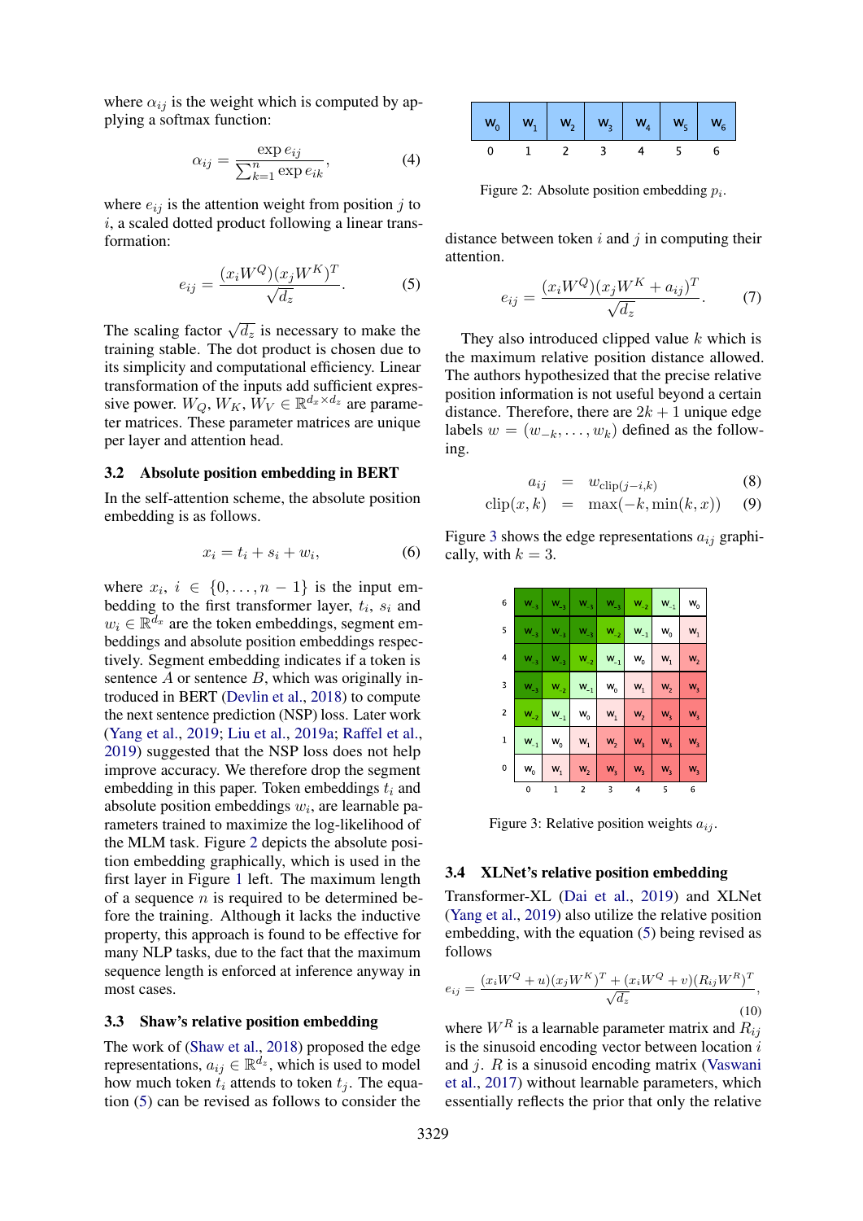where $\alpha_{ij}$ is the weight which is computed by applying a softmax function:

$$\alpha_{ij} = \frac{\exp e_{ij}}{\sum_{k=1}^{n} \exp e_{ik}}, \tag{4}$$

where $e_{ij}$ is the attention weight from position $j$ to $i$, a scaled dotted product following a linear transformation:

$$e_{ij} = \frac{(x_i W^Q)(x_j W^K)^T}{\sqrt{d_z}}. \tag{5}$$

The scaling factor $\sqrt{d_z}$ is necessary to make the training stable. The dot product is chosen due to its simplicity and computational efficiency. Linear transformation of the inputs add sufficient expressive power. $W_Q, W_K, W_V \in \mathbb{R}^{d_x \times d_z}$ are parameter matrices. These parameter matrices are unique per layer and attention head.

### 3.2 Absolute position embedding in BERT

In the self-attention scheme, the absolute position embedding is as follows.

$$x_i = t_i + s_i + w_i, \tag{6}$$

where $x_i$, $i \in \{0, \ldots, n-1\}$ is the input embedding to the first transformer layer, $t_i$, $s_i$ and $w_i \in \mathbb{R}^{d_x}$ are the token embeddings, segment embeddings and absolute position embeddings respectively. Segment embedding indicates if a token is sentence $A$ or sentence $B$, which was originally introduced in BERT (Devlin et al., 2018) to compute the next sentence prediction (NSP) loss. Later work (Yang et al., 2019; Liu et al., 2019a; Raffel et al., 2019) suggested that the NSP loss does not help improve accuracy. We therefore drop the segment embedding in this paper. Token embeddings $t_i$ and absolute position embeddings $w_i$, are learnable parameters trained to maximize the log-likelihood of the MLM task. Figure 2 depicts the absolute position embedding graphically, which is used in the first layer in Figure 1 left. The maximum length of a sequence $n$ is required to be determined before the training. Although it lacks the inductive property, this approach is found to be effective for many NLP tasks, due to the fact that the maximum sequence length is enforced at inference anyway in most cases.

### 3.3 Shaw's relative position embedding

The work of (Shaw et al., 2018) proposed the edge representations, $a_{ij} \in \mathbb{R}^{d_z}$, which is used to model how much token $t_i$ attends to token $t_j$. The equation (5) can be revised as follows to consider the distance between token $i$ and $j$ in computing their attention.

| | | | | | | |
|---|---|---|---|---|---|---|
| $w_0$ | $w_1$ | $w_2$ | $w_3$ | $w_4$ | $w_5$ | $w_6$ |
| 0 | 1 | 2 | 3 | 4 | 5 | 6 |

Figure 2: Absolute position embedding $p_i$.

$$e_{ij} = \frac{(x_i W^Q)(x_j W^K + a_{ij})^T}{\sqrt{d_z}}. \tag{7}$$

They also introduced clipped value $k$ which is the maximum relative position distance allowed. The authors hypothesized that the precise relative position information is not useful beyond a certain distance. Therefore, there are $2k+1$ unique edge labels $w = (w_{-k}, \ldots, w_k)$ defined as the following.

$$a_{ij} = w_{\text{clip}(j-i,k)} \tag{8}$$

$$\text{clip}(x, k) = \max(-k, \min(k, x)) \tag{9}$$

Figure 3 shows the edge representations $a_{ij}$ graphically, with $k = 3$.

| | 0 | 1 | 2 | 3 | 4 | 5 | 6 |
|---|---|---|---|---|---|---|---|
| 6 | $w_{-3}$ | $w_{-3}$ | $w_{-3}$ | $w_{-3}$ | $w_{-2}$ | $w_{-1}$ | $w_0$ |
| 5 | $w_{-3}$ | $w_{-3}$ | $w_{-3}$ | $w_{-2}$ | $w_{-1}$ | $w_0$ | $w_1$ |
| 4 | $w_{-3}$ | $w_{-3}$ | $w_{-2}$ | $w_{-1}$ | $w_0$ | $w_1$ | $w_2$ |
| 3 | $w_{-3}$ | $w_{-2}$ | $w_{-1}$ | $w_0$ | $w_1$ | $w_2$ | $w_3$ |
| 2 | $w_{-2}$ | $w_{-1}$ | $w_0$ | $w_1$ | $w_2$ | $w_3$ | $w_3$ |
| 1 | $w_{-1}$ | $w_0$ | $w_1$ | $w_2$ | $w_3$ | $w_3$ | $w_3$ |
| 0 | $w_0$ | $w_1$ | $w_2$ | $w_3$ | $w_3$ | $w_3$ | $w_3$ |

Figure 3: Relative position weights $a_{ij}$.

### 3.4 XLNet's relative position embedding

Transformer-XL (Dai et al., 2019) and XLNet (Yang et al., 2019) also utilize the relative position embedding, with the equation (5) being revised as follows

$$e_{ij} = \frac{(x_i W^Q + u)(x_j W^K)^T + (x_i W^Q + v)(R_{ij} W^R)^T}{\sqrt{d_z}}, \tag{10}$$

where $W^R$ is a learnable parameter matrix and $R_{ij}$ is the sinusoid encoding vector between location $i$ and $j$. $R$ is a sinusoid encoding matrix (Vaswani et al., 2017) without learnable parameters, which essentially reflects the prior that only the relative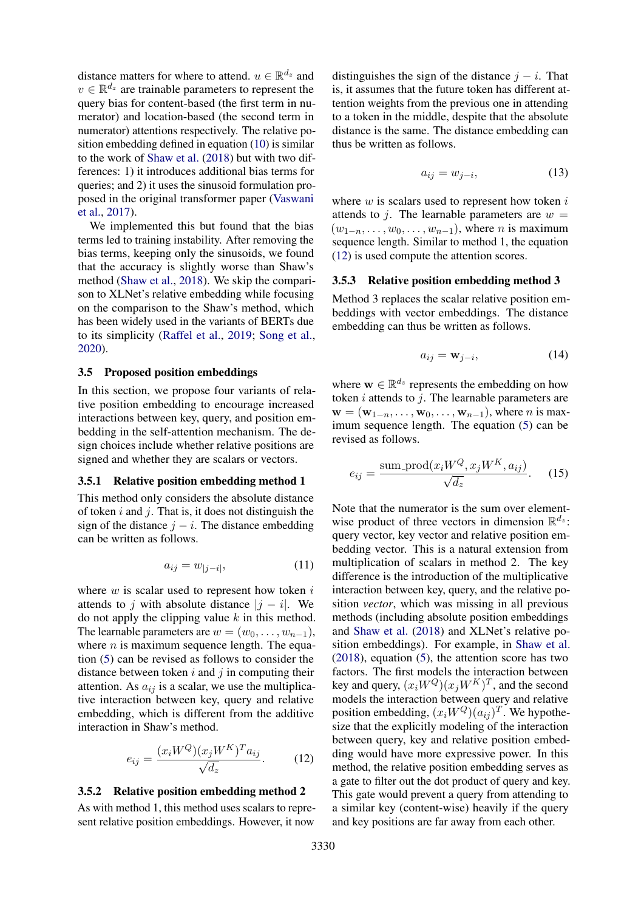distance matters for where to attend. $u \in \mathbb{R}^{d_z}$ and $v \in \mathbb{R}^{d_z}$ are trainable parameters to represent the query bias for content-based (the first term in numerator) and location-based (the second term in numerator) attentions respectively. The relative position embedding defined in equation (10) is similar to the work of Shaw et al. (2018) but with two differences: 1) it introduces additional bias terms for queries; and 2) it uses the sinusoid formulation proposed in the original transformer paper (Vaswani et al., 2017).

We implemented this but found that the bias terms led to training instability. After removing the bias terms, keeping only the sinusoids, we found that the accuracy is slightly worse than Shaw's method (Shaw et al., 2018). We skip the comparison to XLNet's relative embedding while focusing on the comparison to the Shaw's method, which has been widely used in the variants of BERTs due to its simplicity (Raffel et al., 2019; Song et al., 2020).

## 3.5 Proposed position embeddings

In this section, we propose four variants of relative position embedding to encourage increased interactions between key, query, and position embedding in the self-attention mechanism. The design choices include whether relative positions are signed and whether they are scalars or vectors.

### 3.5.1 Relative position embedding method 1

This method only considers the absolute distance of token $i$ and $j$. That is, it does not distinguish the sign of the distance $j - i$. The distance embedding can be written as follows.

$$a_{ij} = w_{|j-i|}, \tag{11}$$

where $w$ is scalar used to represent how token $i$ attends to $j$ with absolute distance $|j - i|$. We do not apply the clipping value $k$ in this method. The learnable parameters are $w = (w_0, \ldots, w_{n-1})$, where $n$ is maximum sequence length. The equation (5) can be revised as follows to consider the distance between token $i$ and $j$ in computing their attention. As $a_{ij}$ is a scalar, we use the multiplicative interaction between key, query and relative embedding, which is different from the additive interaction in Shaw's method.

$$e_{ij} = \frac{(x_i W^Q)(x_j W^K)^T a_{ij}}{\sqrt{d_z}}. \tag{12}$$

### 3.5.2 Relative position embedding method 2

As with method 1, this method uses scalars to represent relative position embeddings. However, it now distinguishes the sign of the distance $j - i$. That is, it assumes that the future token has different attention weights from the previous one in attending to a token in the middle, despite that the absolute distance is the same. The distance embedding can thus be written as follows.

$$a_{ij} = w_{j-i}, \tag{13}$$

where $w$ is scalars used to represent how token $i$ attends to $j$. The learnable parameters are $w = (w_{1-n}, \ldots, w_0, \ldots, w_{n-1})$, where $n$ is maximum sequence length. Similar to method 1, the equation (12) is used compute the attention scores.

### 3.5.3 Relative position embedding method 3

Method 3 replaces the scalar relative position embeddings with vector embeddings. The distance embedding can thus be written as follows.

$$a_{ij} = \mathbf{w}_{j-i}, \tag{14}$$

where $\mathbf{w} \in \mathbb{R}^{d_z}$ represents the embedding on how token $i$ attends to $j$. The learnable parameters are $\mathbf{w} = (\mathbf{w}_{1-n}, \ldots, \mathbf{w}_0, \ldots, \mathbf{w}_{n-1})$, where $n$ is maximum sequence length. The equation (5) can be revised as follows.

$$e_{ij} = \frac{\text{sum\_prod}(x_i W^Q, x_j W^K, a_{ij})}{\sqrt{d_z}}. \tag{15}$$

Note that the numerator is the sum over element-wise product of three vectors in dimension $\mathbb{R}^{d_z}$: query vector, key vector and relative position embedding vector. This is a natural extension from multiplication of scalars in method 2. The key difference is the introduction of the multiplicative interaction between key, query, and the relative position *vector*, which was missing in all previous methods (including absolute position embeddings and Shaw et al. (2018) and XLNet's relative position embeddings). For example, in Shaw et al. (2018), equation (5), the attention score has two factors. The first models the interaction between key and query, $(x_i W^Q)(x_j W^K)^T$, and the second models the interaction between query and relative position embedding, $(x_i W^Q)(a_{ij})^T$. We hypothesize that the explicitly modeling of the interaction between query, key and relative position embedding would have more expressive power. In this method, the relative position embedding serves as a gate to filter out the dot product of query and key. This gate would prevent a query from attending to a similar key (content-wise) heavily if the query and key positions are far away from each other.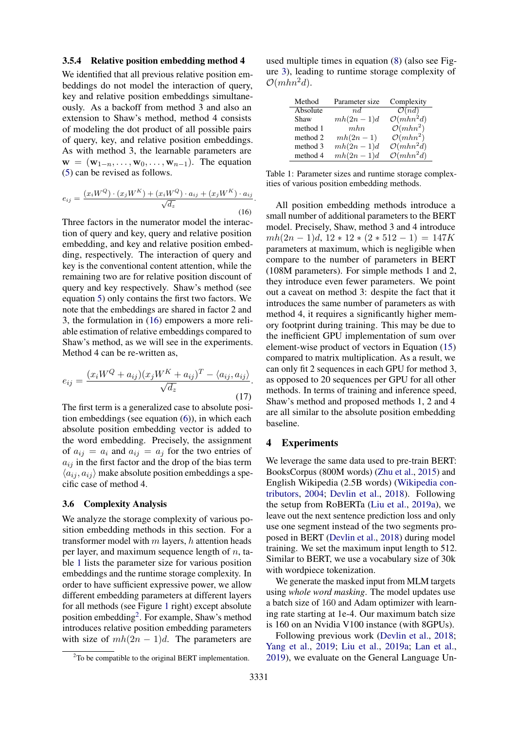#### 3.5.4 Relative position embedding method 4

We identified that all previous relative position embeddings do not model the interaction of query, key and relative position embeddings simultaneously. As a backoff from method 3 and also an extension to Shaw's method, method 4 consists of modeling the dot product of all possible pairs of query, key, and relative position embeddings. As with method 3, the learnable parameters are $\mathbf{w} = (\mathbf{w}_{1-n}, \ldots, \mathbf{w}_0, \ldots, \mathbf{w}_{n-1})$. The equation (5) can be revised as follows.

$$e_{ij} = \frac{(x_i W^Q) \cdot (x_j W^K) + (x_i W^Q) \cdot a_{ij} + (x_j W^K) \cdot a_{ij}}{\sqrt{d_z}}. \quad (16)$$

Three factors in the numerator model the interaction of query and key, query and relative position embedding, and key and relative position embedding, respectively. The interaction of query and key is the conventional content attention, while the remaining two are for relative position discount of query and key respectively. Shaw's method (see equation 5) only contains the first two factors. We note that the embeddings are shared in factor 2 and 3, the formulation in (16) empowers a more reliable estimation of relative embeddings compared to Shaw's method, as we will see in the experiments. Method 4 can be re-written as,

$$e_{ij} = \frac{(x_i W^Q + a_{ij})(x_j W^K + a_{ij})^T - \langle a_{ij}, a_{ij} \rangle}{\sqrt{d_z}}. \quad (17)$$

The first term is a generalized case to absolute position embeddings (see equation (6)), in which each absolute position embedding vector is added to the word embedding. Precisely, the assignment of $a_{ij} = a_i$ and $a_{ij} = a_j$ for the two entries of $a_{ij}$ in the first factor and the drop of the bias term $\langle a_{ij}, a_{ij} \rangle$ make absolute position embeddings a specific case of method 4.

### 3.6 Complexity Analysis

We analyze the storage complexity of various position embedding methods in this section. For a transformer model with $m$ layers, $h$ attention heads per layer, and maximum sequence length of $n$, table 1 lists the parameter size for various position embeddings and the runtime storage complexity. In order to have sufficient expressive power, we allow different embedding parameters at different layers for all methods (see Figure 1 right) except absolute position embedding[2]. For example, Shaw's method introduces relative position embedding parameters with size of $mh(2n-1)d$. The parameters are used multiple times in equation (8) (also see Figure 3), leading to runtime storage complexity of $\mathcal{O}(mhn^2d)$.

| Method | Parameter size | Complexity |
|---|---|---|
| Absolute | $nd$ | $\mathcal{O}(nd)$ |
| Shaw | $mh(2n-1)d$ | $\mathcal{O}(mhn^2d)$ |
| method 1 | $mhn$ | $\mathcal{O}(mhn^2)$ |
| method 2 | $mh(2n-1)$ | $\mathcal{O}(mhn^2)$ |
| method 3 | $mh(2n-1)d$ | $\mathcal{O}(mhn^2d)$ |
| method 4 | $mh(2n-1)d$ | $\mathcal{O}(mhn^2d)$ |

Table 1: Parameter sizes and runtime storage complexities of various position embedding methods.

All position embedding methods introduce a small number of additional parameters to the BERT model. Precisely, Shaw, method 3 and 4 introduce $mh(2n-1)d$, $12 * 12 * (2 * 512 - 1) = 147K$ parameters at maximum, which is negligible when compare to the number of parameters in BERT (108M parameters). For simple methods 1 and 2, they introduce even fewer parameters. We point out a caveat on method 3: despite the fact that it introduces the same number of parameters as with method 4, it requires a significantly higher memory footprint during training. This may be due to the inefficient GPU implementation of sum over element-wise product of vectors in Equation (15) compared to matrix multiplication. As a result, we can only fit 2 sequences in each GPU for method 3, as opposed to 20 sequences per GPU for all other methods. In terms of training and inference speed, Shaw's method and proposed methods 1, 2 and 4 are all similar to the absolute position embedding baseline.

## 4 Experiments

We leverage the same data used to pre-train BERT: BooksCorpus (800M words) (Zhu et al., 2015) and English Wikipedia (2.5B words) (Wikipedia contributors, 2004; Devlin et al., 2018). Following the setup from RoBERTa (Liu et al., 2019a), we leave out the next sentence prediction loss and only use one segment instead of the two segments proposed in BERT (Devlin et al., 2018) during model training. We set the maximum input length to 512. Similar to BERT, we use a vocabulary size of 30k with wordpiece tokenization.

We generate the masked input from MLM targets using *whole word masking*. The model updates use a batch size of 160 and Adam optimizer with learning rate starting at 1e-4. Our maximum batch size is 160 on an Nvidia V100 instance (with 8GPUs).

Following previous work (Devlin et al., 2018; Yang et al., 2019; Liu et al., 2019a; Lan et al., 2019), we evaluate on the General Language Un-

[2] To be compatible to the original BERT implementation.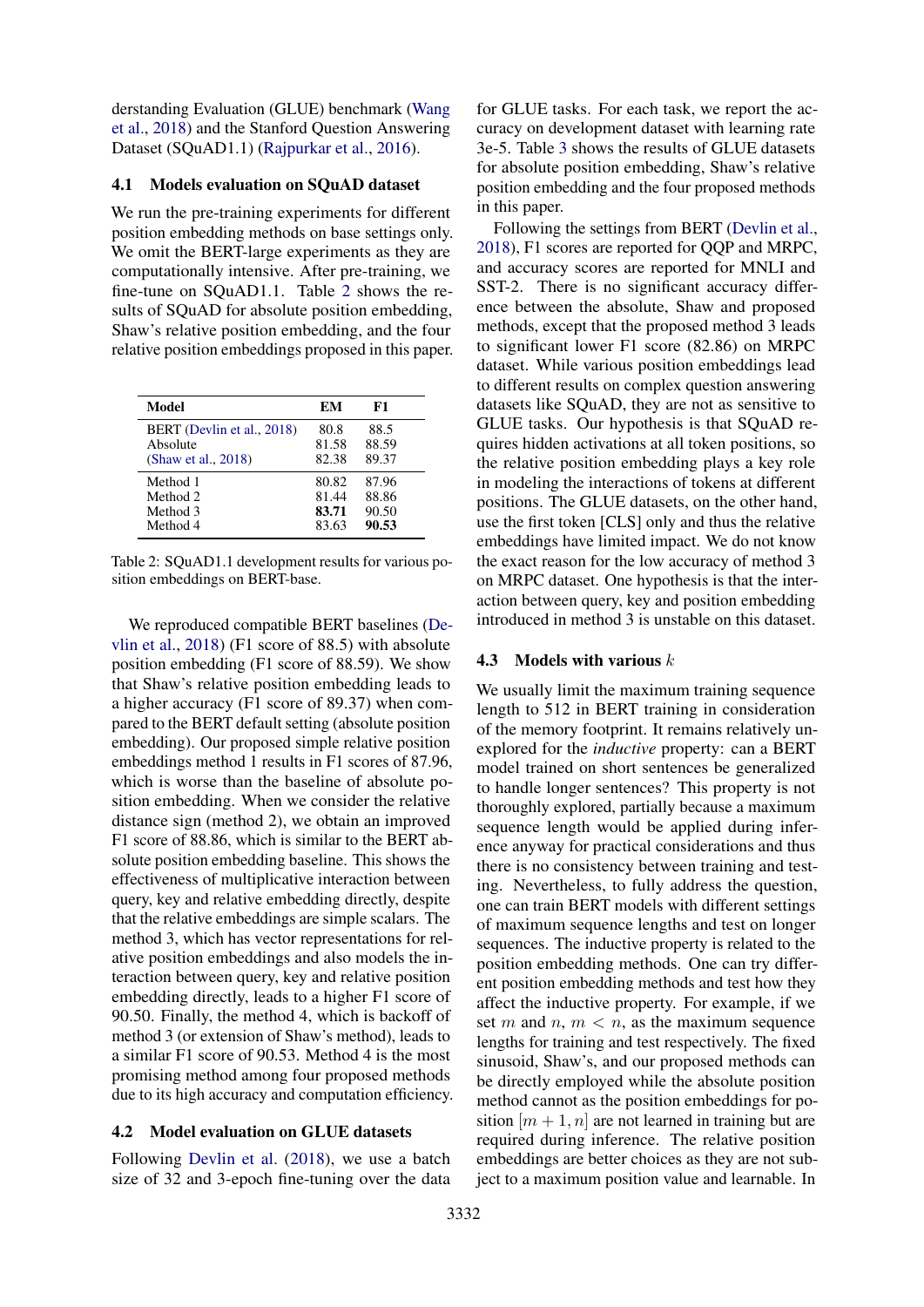derstanding Evaluation (GLUE) benchmark (Wang et al., 2018) and the Stanford Question Answering Dataset (SQuAD1.1) (Rajpurkar et al., 2016).

### 4.1 Models evaluation on SQuAD dataset

We run the pre-training experiments for different position embedding methods on base settings only. We omit the BERT-large experiments as they are computationally intensive. After pre-training, we fine-tune on SQuAD1.1. Table 2 shows the results of SQuAD for absolute position embedding, Shaw's relative position embedding, and the four relative position embeddings proposed in this paper.

| Model | EM | F1 |
|---|---|---|
| BERT (Devlin et al., 2018) | 80.8 | 88.5 |
| Absolute | 81.58 | 88.59 |
| (Shaw et al., 2018) | 82.38 | 89.37 |
| Method 1 | 80.82 | 87.96 |
| Method 2 | 81.44 | 88.86 |
| Method 3 | **83.71** | 90.50 |
| Method 4 | 83.63 | **90.53** |

Table 2: SQuAD1.1 development results for various position embeddings on BERT-base.

We reproduced compatible BERT baselines (Devlin et al., 2018) (F1 score of 88.5) with absolute position embedding (F1 score of 88.59). We show that Shaw's relative position embedding leads to a higher accuracy (F1 score of 89.37) when compared to the BERT default setting (absolute position embedding). Our proposed simple relative position embeddings method 1 results in F1 scores of 87.96, which is worse than the baseline of absolute position embedding. When we consider the relative distance sign (method 2), we obtain an improved F1 score of 88.86, which is similar to the BERT absolute position embedding baseline. This shows the effectiveness of multiplicative interaction between query, key and relative embedding directly, despite that the relative embeddings are simple scalars. The method 3, which has vector representations for relative position embeddings and also models the interaction between query, key and relative position embedding directly, leads to a higher F1 score of 90.50. Finally, the method 4, which is backoff of method 3 (or extension of Shaw's method), leads to a similar F1 score of 90.53. Method 4 is the most promising method among four proposed methods due to its high accuracy and computation efficiency.

### 4.2 Model evaluation on GLUE datasets

Following Devlin et al. (2018), we use a batch size of 32 and 3-epoch fine-tuning over the data for GLUE tasks. For each task, we report the accuracy on development dataset with learning rate 3e-5. Table 3 shows the results of GLUE datasets for absolute position embedding, Shaw's relative position embedding and the four proposed methods in this paper.

Following the settings from BERT (Devlin et al., 2018), F1 scores are reported for QQP and MRPC, and accuracy scores are reported for MNLI and SST-2. There is no significant accuracy difference between the absolute, Shaw and proposed methods, except that the proposed method 3 leads to significant lower F1 score (82.86) on MRPC dataset. While various position embeddings lead to different results on complex question answering datasets like SQuAD, they are not as sensitive to GLUE tasks. Our hypothesis is that SQuAD requires hidden activations at all token positions, so the relative position embedding plays a key role in modeling the interactions of tokens at different positions. The GLUE datasets, on the other hand, use the first token [CLS] only and thus the relative embeddings have limited impact. We do not know the exact reason for the low accuracy of method 3 on MRPC dataset. One hypothesis is that the interaction between query, key and position embedding introduced in method 3 is unstable on this dataset.

### 4.3 Models with various $k$

We usually limit the maximum training sequence length to 512 in BERT training in consideration of the memory footprint. It remains relatively unexplored for the *inductive* property: can a BERT model trained on short sentences be generalized to handle longer sentences? This property is not thoroughly explored, partially because a maximum sequence length would be applied during inference anyway for practical considerations and thus there is no consistency between training and testing. Nevertheless, to fully address the question, one can train BERT models with different settings of maximum sequence lengths and test on longer sequences. The inductive property is related to the position embedding methods. One can try different position embedding methods and test how they affect the inductive property. For example, if we set $m$ and $n$, $m < n$, as the maximum sequence lengths for training and test respectively. The fixed sinusoid, Shaw's, and our proposed methods can be directly employed while the absolute position method cannot as the position embeddings for position $[m + 1, n]$ are not learned in training but are required during inference. The relative position embeddings are better choices as they are not subject to a maximum position value and learnable. In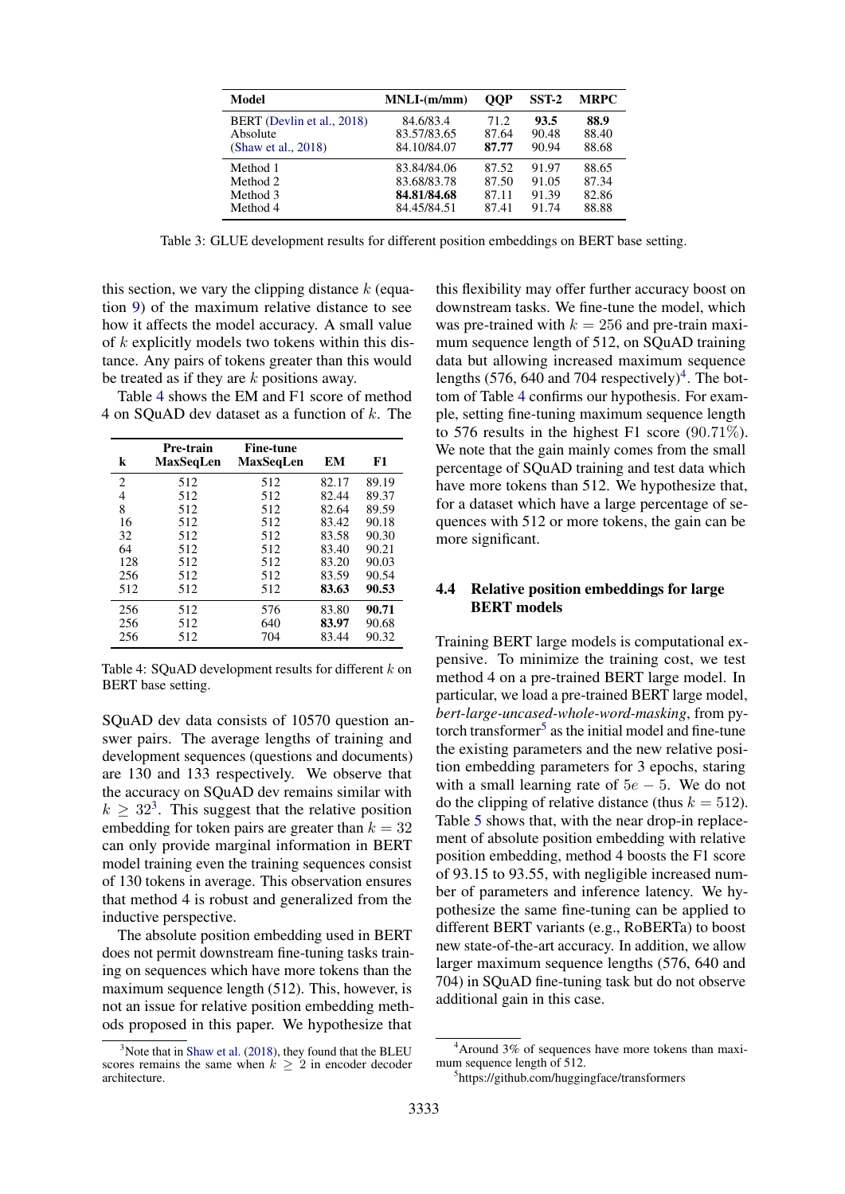| Model | MNLI-(m/mm) | QQP | SST-2 | MRPC |
|---|---|---|---|---|
| BERT (Devlin et al., 2018) | 84.6/83.4 | 71.2 | **93.5** | **88.9** |
| Absolute | 83.57/83.65 | 87.64 | 90.48 | 88.40 |
| (Shaw et al., 2018) | 84.10/84.07 | **87.77** | 90.94 | 88.68 |
| Method 1 | 83.84/84.06 | 87.52 | 91.97 | 88.65 |
| Method 2 | 83.68/83.78 | 87.50 | 91.05 | 87.34 |
| Method 3 | **84.81/84.68** | 87.11 | 91.39 | 82.86 |
| Method 4 | 84.45/84.51 | 87.41 | 91.74 | 88.88 |

Table 3: GLUE development results for different position embeddings on BERT base setting.

this section, we vary the clipping distance $k$ (equation 9) of the maximum relative distance to see how it affects the model accuracy. A small value of $k$ explicitly models two tokens within this distance. Any pairs of tokens greater than this would be treated as if they are $k$ positions away.

Table 4 shows the EM and F1 score of method 4 on SQuAD dev dataset as a function of $k$. The

| k | Pre-train MaxSeqLen | Fine-tune MaxSeqLen | EM | F1 |
|---|---|---|---|---|
| 2 | 512 | 512 | 82.17 | 89.19 |
| 4 | 512 | 512 | 82.44 | 89.37 |
| 8 | 512 | 512 | 82.64 | 89.59 |
| 16 | 512 | 512 | 83.42 | 90.18 |
| 32 | 512 | 512 | 83.58 | 90.30 |
| 64 | 512 | 512 | 83.40 | 90.21 |
| 128 | 512 | 512 | 83.20 | 90.03 |
| 256 | 512 | 512 | 83.59 | 90.54 |
| 512 | 512 | 512 | **83.63** | **90.53** |
| 256 | 512 | 576 | 83.80 | **90.71** |
| 256 | 512 | 640 | **83.97** | 90.68 |
| 256 | 512 | 704 | 83.44 | 90.32 |

Table 4: SQuAD development results for different $k$ on BERT base setting.

SQuAD dev data consists of 10570 question answer pairs. The average lengths of training and development sequences (questions and documents) are 130 and 133 respectively. We observe that the accuracy on SQuAD dev remains similar with $k \geq 32$[3]. This suggest that the relative position embedding for token pairs are greater than $k = 32$ can only provide marginal information in BERT model training even the training sequences consist of 130 tokens in average. This observation ensures that method 4 is robust and generalized from the inductive perspective.

The absolute position embedding used in BERT does not permit downstream fine-tuning tasks training on sequences which have more tokens than the maximum sequence length (512). This, however, is not an issue for relative position embedding methods proposed in this paper. We hypothesize that this flexibility may offer further accuracy boost on downstream tasks. We fine-tune the model, which was pre-trained with $k = 256$ and pre-train maximum sequence length of 512, on SQuAD training data but allowing increased maximum sequence lengths (576, 640 and 704 respectively)[4]. The bottom of Table 4 confirms our hypothesis. For example, setting fine-tuning maximum sequence length to 576 results in the highest F1 score (90.71%). We note that the gain mainly comes from the small percentage of SQuAD training and test data which have more tokens than 512. We hypothesize that, for a dataset which have a large percentage of sequences with 512 or more tokens, the gain can be more significant.

## 4.4 Relative position embeddings for large BERT models

Training BERT large models is computational expensive. To minimize the training cost, we test method 4 on a pre-trained BERT large model. In particular, we load a pre-trained BERT large model, *bert-large-uncased-whole-word-masking*, from pytorch transformer[5] as the initial model and fine-tune the existing parameters and the new relative position embedding parameters for 3 epochs, staring with a small learning rate of $5e-5$. We do not do the clipping of relative distance (thus $k = 512$). Table 5 shows that, with the near drop-in replacement of absolute position embedding with relative position embedding, method 4 boosts the F1 score of 93.15 to 93.55, with negligible increased number of parameters and inference latency. We hypothesize the same fine-tuning can be applied to different BERT variants (e.g., RoBERTa) to boost new state-of-the-art accuracy. In addition, we allow larger maximum sequence lengths (576, 640 and 704) in SQuAD fine-tuning task but do not observe additional gain in this case.

[3] Note that in Shaw et al. (2018), they found that the BLEU scores remains the same when $k \geq 2$ in encoder decoder architecture.

[4] Around 3% of sequences have more tokens than maximum sequence length of 512.

[5] https://github.com/huggingface/transformers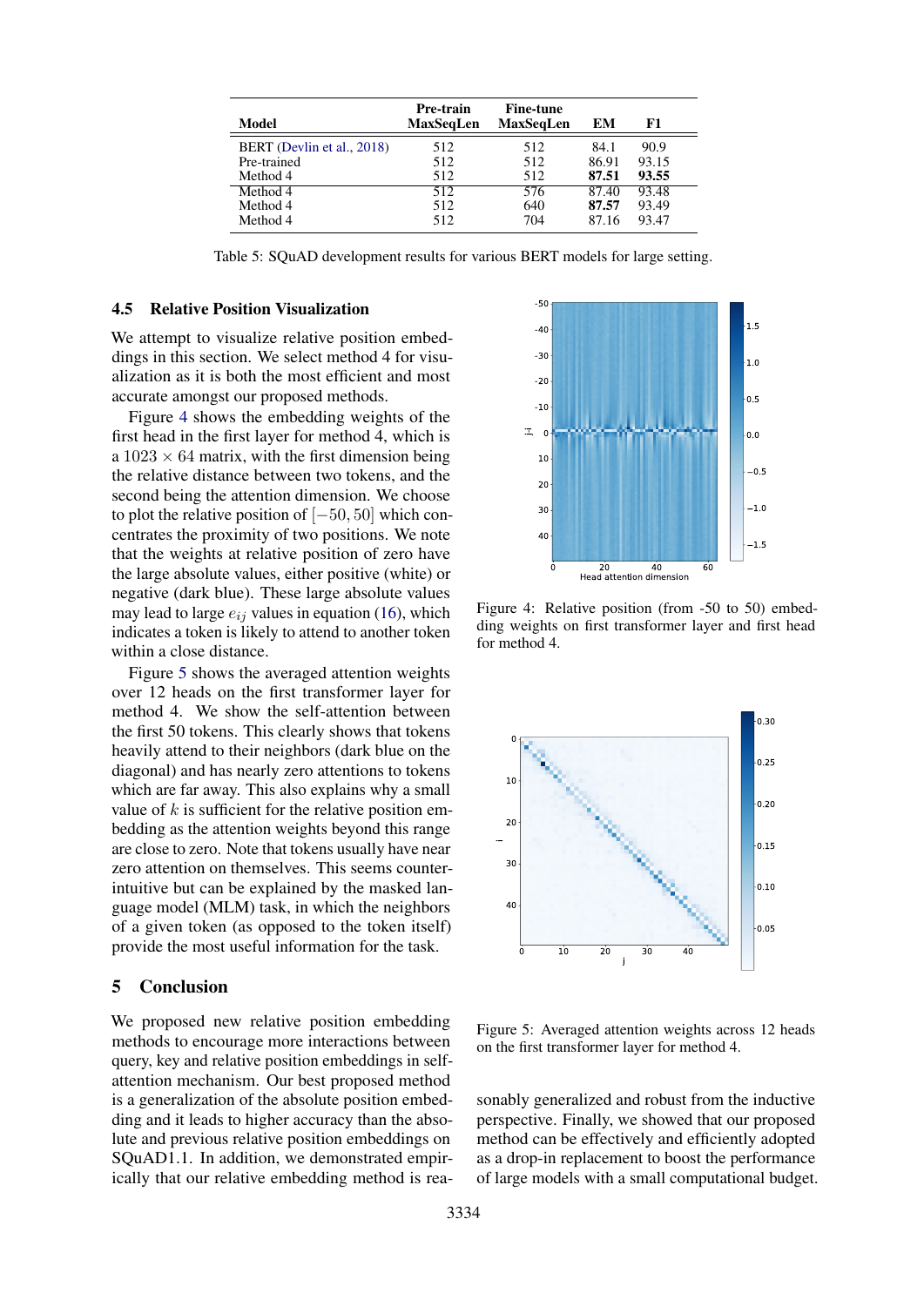| Model | Pre-train MaxSeqLen | Fine-tune MaxSeqLen | EM | F1 |
|---|---|---|---|---|
| BERT (Devlin et al., 2018) | 512 | 512 | 84.1 | 90.9 |
| Pre-trained | 512 | 512 | 86.91 | 93.15 |
| Method 4 | 512 | 512 | **87.51** | **93.55** |
| Method 4 | 512 | 576 | 87.40 | 93.48 |
| Method 4 | 512 | 640 | **87.57** | 93.49 |
| Method 4 | 512 | 704 | 87.16 | 93.47 |

Table 5: SQuAD development results for various BERT models for large setting.

## 4.5 Relative Position Visualization

We attempt to visualize relative position embeddings in this section. We select method 4 for visualization as it is both the most efficient and most accurate amongst our proposed methods.

Figure 4 shows the embedding weights of the first head in the first layer for method 4, which is a $1023 \times 64$ matrix, with the first dimension being the relative distance between two tokens, and the second being the attention dimension. We choose to plot the relative position of $[-50, 50]$ which concentrates the proximity of two positions. We note that the weights at relative position of zero have the large absolute values, either positive (white) or negative (dark blue). These large absolute values may lead to large $e_{ij}$ values in equation (16), which indicates a token is likely to attend to another token within a close distance.

Figure 5 shows the averaged attention weights over 12 heads on the first transformer layer for method 4. We show the self-attention between the first 50 tokens. This clearly shows that tokens heavily attend to their neighbors (dark blue on the diagonal) and has nearly zero attentions to tokens which are far away. This also explains why a small value of $k$ is sufficient for the relative position embedding as the attention weights beyond this range are close to zero. Note that tokens usually have near zero attention on themselves. This seems counterintuitive but can be explained by the masked language model (MLM) task, in which the neighbors of a given token (as opposed to the token itself) provide the most useful information for the task.

-50
-40
-30
-20
-10
j-i 0
10
20
30
40
0 20 40 60
Head attention dimension
1.5
1.0
0.5
0.0
−0.5
−1.0
−1.5

Figure 4: Relative position (from -50 to 50) embedding weights on first transformer layer and first head for method 4.

0
10
20
30
40
i
0 10 20 30 40
j
0.30
0.25
0.20
0.15
0.10
0.05

Figure 5: Averaged attention weights across 12 heads on the first transformer layer for method 4.

## 5 Conclusion

We proposed new relative position embedding methods to encourage more interactions between query, key and relative position embeddings in self-attention mechanism. Our best proposed method is a generalization of the absolute position embedding and it leads to higher accuracy than the absolute and previous relative position embeddings on SQuAD1.1. In addition, we demonstrated empirically that our relative embedding method is reasonably generalized and robust from the inductive perspective. Finally, we showed that our proposed method can be effectively and efficiently adopted as a drop-in replacement to boost the performance of large models with a small computational budget.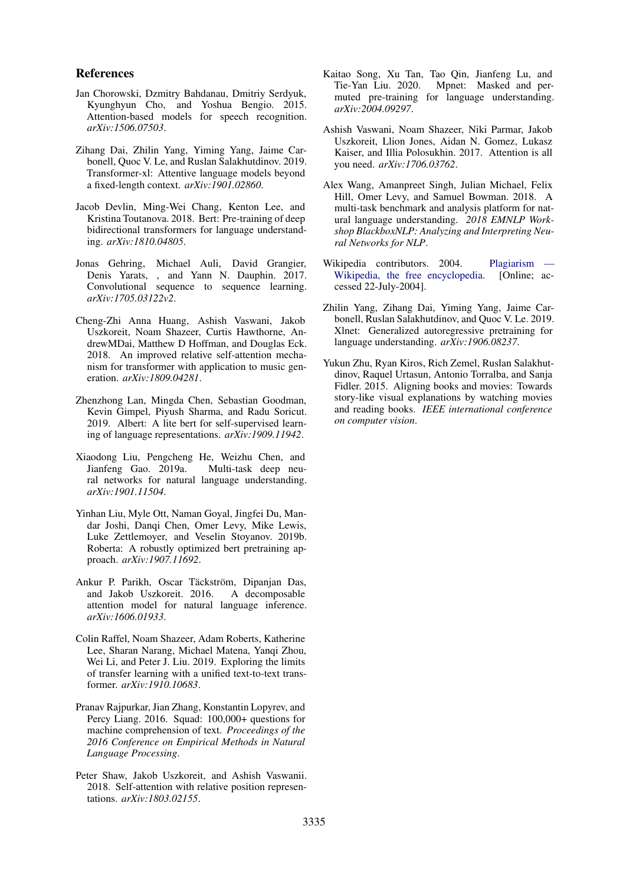## References

Jan Chorowski, Dzmitry Bahdanau, Dmitriy Serdyuk, Kyunghyun Cho, and Yoshua Bengio. 2015. Attention-based models for speech recognition. *arXiv:1506.07503*.

Zihang Dai, Zhilin Yang, Yiming Yang, Jaime Carbonell, Quoc V. Le, and Ruslan Salakhutdinov. 2019. Transformer-xl: Attentive language models beyond a fixed-length context. *arXiv:1901.02860*.

Jacob Devlin, Ming-Wei Chang, Kenton Lee, and Kristina Toutanova. 2018. Bert: Pre-training of deep bidirectional transformers for language understanding. *arXiv:1810.04805*.

Jonas Gehring, Michael Auli, David Grangier, Denis Yarats, , and Yann N. Dauphin. 2017. Convolutional sequence to sequence learning. *arXiv:1705.03122v2*.

Cheng-Zhi Anna Huang, Ashish Vaswani, Jakob Uszkoreit, Noam Shazeer, Curtis Hawthorne, AndrewMDai, Matthew D Hoffman, and Douglas Eck. 2018. An improved relative self-attention mechanism for transformer with application to music generation. *arXiv:1809.04281*.

Zhenzhong Lan, Mingda Chen, Sebastian Goodman, Kevin Gimpel, Piyush Sharma, and Radu Soricut. 2019. Albert: A lite bert for self-supervised learning of language representations. *arXiv:1909.11942*.

Xiaodong Liu, Pengcheng He, Weizhu Chen, and Jianfeng Gao. 2019a. Multi-task deep neural networks for natural language understanding. *arXiv:1901.11504*.

Yinhan Liu, Myle Ott, Naman Goyal, Jingfei Du, Mandar Joshi, Danqi Chen, Omer Levy, Mike Lewis, Luke Zettlemoyer, and Veselin Stoyanov. 2019b. Roberta: A robustly optimized bert pretraining approach. *arXiv:1907.11692*.

Ankur P. Parikh, Oscar Täckström, Dipanjan Das, and Jakob Uszkoreit. 2016. A decomposable attention model for natural language inference. *arXiv:1606.01933*.

Colin Raffel, Noam Shazeer, Adam Roberts, Katherine Lee, Sharan Narang, Michael Matena, Yanqi Zhou, Wei Li, and Peter J. Liu. 2019. Exploring the limits of transfer learning with a unified text-to-text transformer. *arXiv:1910.10683*.

Pranav Rajpurkar, Jian Zhang, Konstantin Lopyrev, and Percy Liang. 2016. Squad: 100,000+ questions for machine comprehension of text. *Proceedings of the 2016 Conference on Empirical Methods in Natural Language Processing*.

Peter Shaw, Jakob Uszkoreit, and Ashish Vaswanii. 2018. Self-attention with relative position representations. *arXiv:1803.02155*.

Kaitao Song, Xu Tan, Tao Qin, Jianfeng Lu, and Tie-Yan Liu. 2020. Mpnet: Masked and permuted pre-training for language understanding. *arXiv:2004.09297*.

Ashish Vaswani, Noam Shazeer, Niki Parmar, Jakob Uszkoreit, Llion Jones, Aidan N. Gomez, Lukasz Kaiser, and Illia Polosukhin. 2017. Attention is all you need. *arXiv:1706.03762*.

Alex Wang, Amanpreet Singh, Julian Michael, Felix Hill, Omer Levy, and Samuel Bowman. 2018. A multi-task benchmark and analysis platform for natural language understanding. *2018 EMNLP Workshop BlackboxNLP: Analyzing and Interpreting Neural Networks for NLP*.

Wikipedia contributors. 2004. Plagiarism — Wikipedia, the free encyclopedia. [Online; accessed 22-July-2004].

Zhilin Yang, Zihang Dai, Yiming Yang, Jaime Carbonell, Ruslan Salakhutdinov, and Quoc V. Le. 2019. Xlnet: Generalized autoregressive pretraining for language understanding. *arXiv:1906.08237*.

Yukun Zhu, Ryan Kiros, Rich Zemel, Ruslan Salakhutdinov, Raquel Urtasun, Antonio Torralba, and Sanja Fidler. 2015. Aligning books and movies: Towards story-like visual explanations by watching movies and reading books. *IEEE international conference on computer vision*.